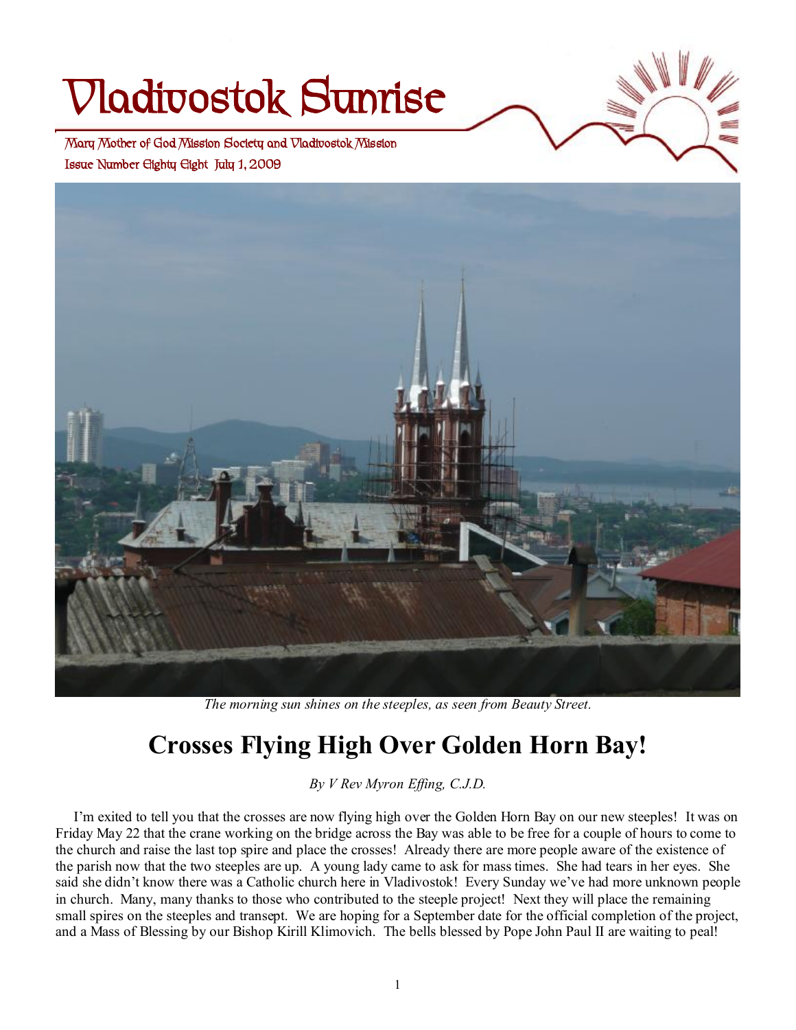# Vladivostok Sunrise

Mary Mother of God Mission Society and Vladivostok Mission

Issue Number Eighty Eight July 1, 2009

*The morning sun shines on the steeples, as seen from Beauty Street.*

## Crosses Flying High Over Golden Horn Bay!

*By V Rev Myron Effing, C.J.D.*

I'm exited to tell you that the crosses are now flying high over the Golden Horn Bay on our new steeples! It was on Friday May 22 that the crane working on the bridge across the Bay was able to be free for a couple of hours to come to the church and raise the last top spire and place the crosses! Already there are more people aware of the existence of the parish now that the two steeples are up. A young lady came to ask for mass times. She had tears in her eyes. She said she didn't know there was a Catholic church here in Vladivostok! Every Sunday we've had more unknown people in church. Many, many thanks to those who contributed to the steeple project! Next they will place the remaining small spires on the steeples and transept. We are hoping for a September date for the official completion of the project, and a Mass of Blessing by our Bishop Kirill Klimovich. The bells blessed by Pope John Paul II are waiting to peal!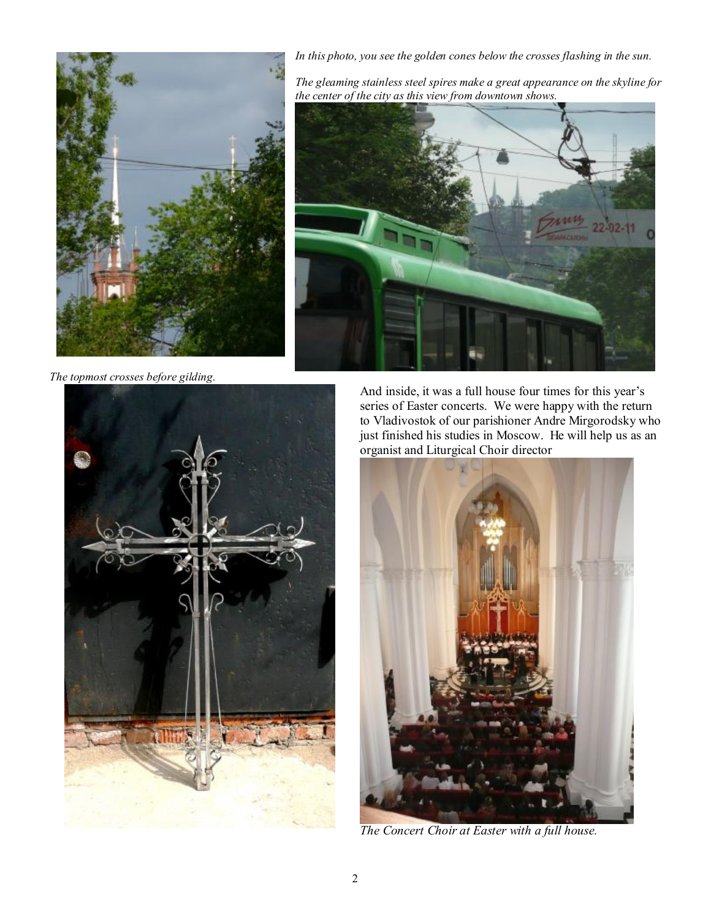*In this photo, you see the golden cones below the crosses flashing in the sun.*

*The gleaming stainless steel spires make a great appearance on the skyline for the center of the city as this view from downtown shows.*

*The topmost crosses before gilding.*

And inside, it was a full house four times for this year's series of Easter concerts. We were happy with the return to Vladivostok of our parishioner Andre Mirgorodsky who just finished his studies in Moscow. He will help us as an organist and Liturgical Choir director

*The Concert Choir at Easter with a full house.*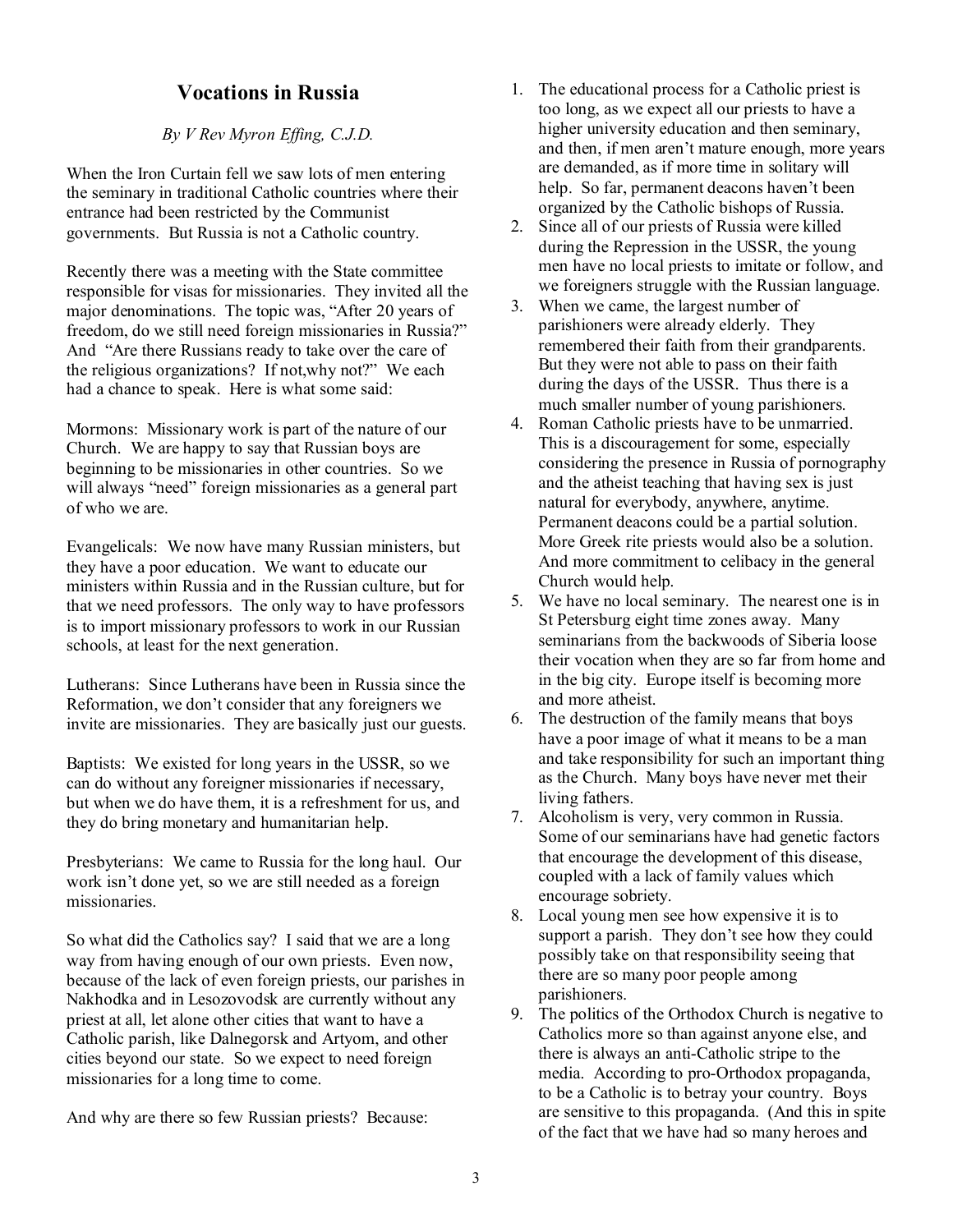## Vocations in Russia

*By V Rev Myron Effing, C.J.D.*

When the Iron Curtain fell we saw lots of men entering the seminary in traditional Catholic countries where their entrance had been restricted by the Communist governments. But Russia is not a Catholic country.

Recently there was a meeting with the State committee responsible for visas for missionaries. They invited all the major denominations. The topic was, "After 20 years of freedom, do we still need foreign missionaries in Russia?" And "Are there Russians ready to take over the care of the religious organizations? If not,why not?" We each had a chance to speak. Here is what some said:

Mormons: Missionary work is part of the nature of our Church. We are happy to say that Russian boys are beginning to be missionaries in other countries. So we will always "need" foreign missionaries as a general part of who we are.

Evangelicals: We now have many Russian ministers, but they have a poor education. We want to educate our ministers within Russia and in the Russian culture, but for that we need professors. The only way to have professors is to import missionary professors to work in our Russian schools, at least for the next generation.

Lutherans: Since Lutherans have been in Russia since the Reformation, we don't consider that any foreigners we invite are missionaries. They are basically just our guests.

Baptists: We existed for long years in the USSR, so we can do without any foreigner missionaries if necessary, but when we do have them, it is a refreshment for us, and they do bring monetary and humanitarian help.

Presbyterians: We came to Russia for the long haul. Our work isn't done yet, so we are still needed as a foreign missionaries.

So what did the Catholics say? I said that we are a long way from having enough of our own priests. Even now, because of the lack of even foreign priests, our parishes in Nakhodka and in Lesozovodsk are currently without any priest at all, let alone other cities that want to have a Catholic parish, like Dalnegorsk and Artyom, and other cities beyond our state. So we expect to need foreign missionaries for a long time to come.

And why are there so few Russian priests? Because:

1. The educational process for a Catholic priest is too long, as we expect all our priests to have a higher university education and then seminary, and then, if men aren't mature enough, more years are demanded, as if more time in solitary will help. So far, permanent deacons haven't been organized by the Catholic bishops of Russia.
2. Since all of our priests of Russia were killed during the Repression in the USSR, the young men have no local priests to imitate or follow, and we foreigners struggle with the Russian language.
3. When we came, the largest number of parishioners were already elderly. They remembered their faith from their grandparents. But they were not able to pass on their faith during the days of the USSR. Thus there is a much smaller number of young parishioners.
4. Roman Catholic priests have to be unmarried. This is a discouragement for some, especially considering the presence in Russia of pornography and the atheist teaching that having sex is just natural for everybody, anywhere, anytime. Permanent deacons could be a partial solution. More Greek rite priests would also be a solution. And more commitment to celibacy in the general Church would help.
5. We have no local seminary. The nearest one is in St Petersburg eight time zones away. Many seminarians from the backwoods of Siberia loose their vocation when they are so far from home and in the big city. Europe itself is becoming more and more atheist.
6. The destruction of the family means that boys have a poor image of what it means to be a man and take responsibility for such an important thing as the Church. Many boys have never met their living fathers.
7. Alcoholism is very, very common in Russia. Some of our seminarians have had genetic factors that encourage the development of this disease, coupled with a lack of family values which encourage sobriety.
8. Local young men see how expensive it is to support a parish. They don't see how they could possibly take on that responsibility seeing that there are so many poor people among parishioners.
9. The politics of the Orthodox Church is negative to Catholics more so than against anyone else, and there is always an anti-Catholic stripe to the media. According to pro-Orthodox propaganda, to be a Catholic is to betray your country. Boys are sensitive to this propaganda. (And this in spite of the fact that we have had so many heroes and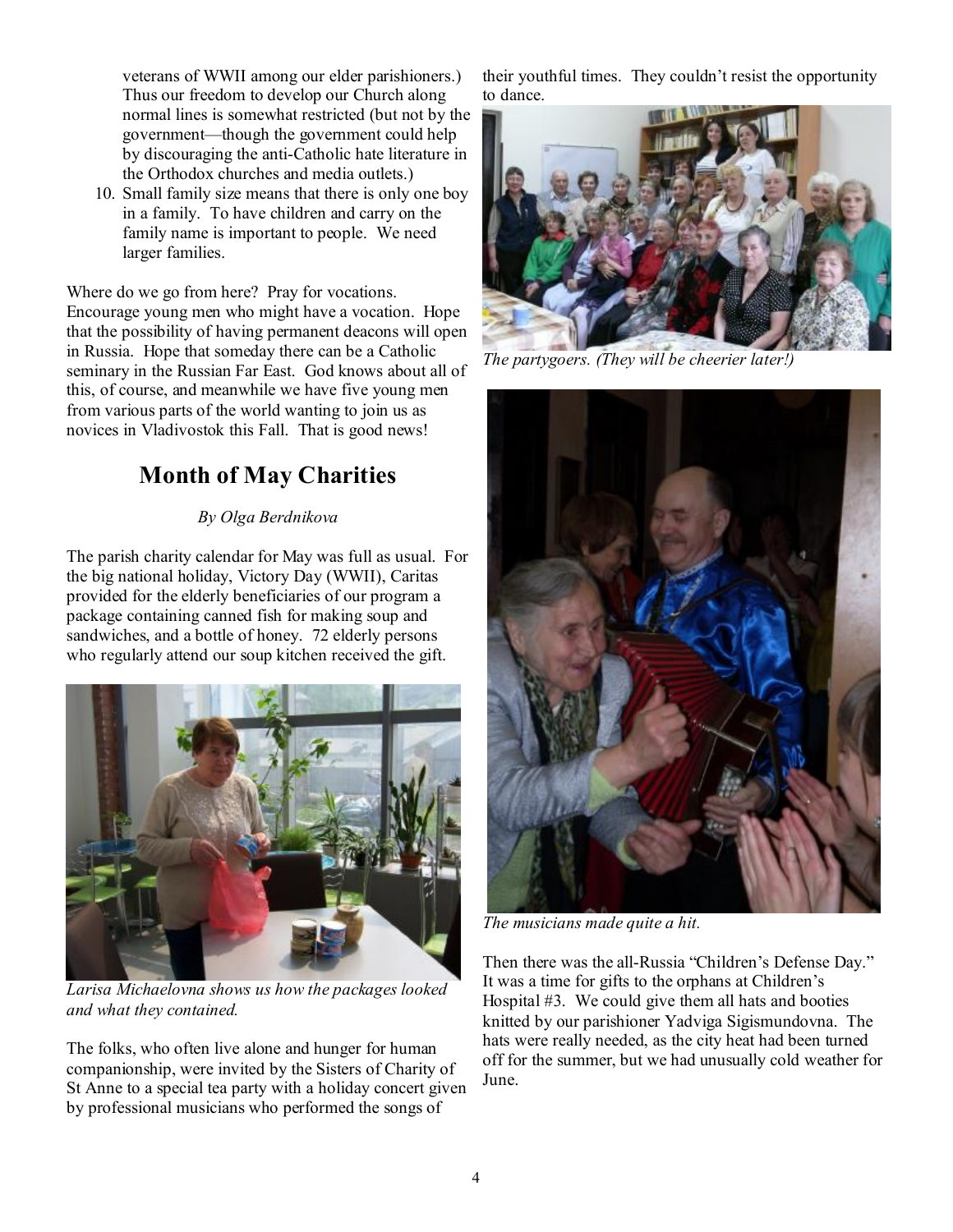veterans of WWII among our elder parishioners.) Thus our freedom to develop our Church along normal lines is somewhat restricted (but not by the government—though the government could help by discouraging the anti-Catholic hate literature in the Orthodox churches and media outlets.)

10. Small family size means that there is only one boy in a family. To have children and carry on the family name is important to people. We need larger families.

Where do we go from here? Pray for vocations. Encourage young men who might have a vocation. Hope that the possibility of having permanent deacons will open in Russia. Hope that someday there can be a Catholic seminary in the Russian Far East. God knows about all of this, of course, and meanwhile we have five young men from various parts of the world wanting to join us as novices in Vladivostok this Fall. That is good news!

## Month of May Charities

*By Olga Berdnikova*

The parish charity calendar for May was full as usual. For the big national holiday, Victory Day (WWII), Caritas provided for the elderly beneficiaries of our program a package containing canned fish for making soup and sandwiches, and a bottle of honey. 72 elderly persons who regularly attend our soup kitchen received the gift.

*Larisa Michaelovna shows us how the packages looked and what they contained.*

The folks, who often live alone and hunger for human companionship, were invited by the Sisters of Charity of St Anne to a special tea party with a holiday concert given by professional musicians who performed the songs of their youthful times. They couldn't resist the opportunity to dance.

*The partygoers. (They will be cheerier later!)*

*The musicians made quite a hit.*

Then there was the all-Russia "Children's Defense Day." It was a time for gifts to the orphans at Children's Hospital #3. We could give them all hats and booties knitted by our parishioner Yadviga Sigismundovna. The hats were really needed, as the city heat had been turned off for the summer, but we had unusually cold weather for June.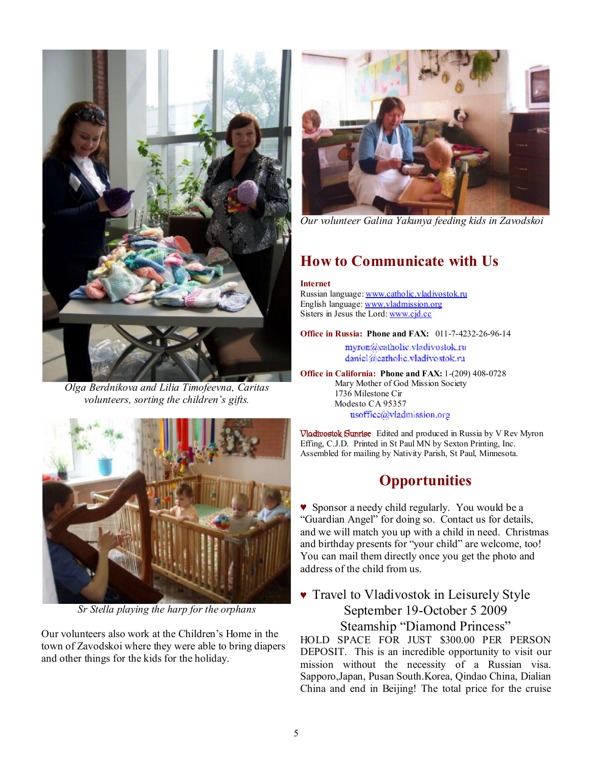Olga Berdnikova and Lilia Timofeevna, Caritas volunteers, sorting the children's gifts.

Sr Stella playing the harp for the orphans

Our volunteers also work at the Children's Home in the town of Zavodskoi where they were able to bring diapers and other things for the kids for the holiday.

*Our volunteer Galina Yakunya feeding kids in Zavodskoi*

## How to Communicate with Us

**Internet**
Russian language: www.catholic.vladivostok.ru
English language: www.vladmission.org
Sisters in Jesus the Lord: www.cjd.cc

**Office in Russia: Phone and FAX:** 011-7-4232-26-96-14
myron@catholic.vladivostok.ru
daniel@catholic.vladivostok.ru

**Office in California: Phone and FAX:** 1-(209) 408-0728
Mary Mother of God Mission Society
1736 Milestone Cir
Modesto CA 95357
usoffice@vladmission.org

Vladivostok Sunrise Edited and produced in Russia by V Rev Myron Effing, C.J.D. Printed in St Paul MN by Sexton Printing, Inc. Assembled for mailing by Nativity Parish, St Paul, Minnesota.

## Opportunities

♥ Sponsor a needy child regularly. You would be a "Guardian Angel" for doing so. Contact us for details, and we will match you up with a child in need. Christmas and birthday presents for "your child" are welcome, too! You can mail them directly once you get the photo and address of the child from us.

♥ Travel to Vladivostok in Leisurely Style
September 19-October 5 2009
Steamship "Diamond Princess"

HOLD SPACE FOR JUST $300.00 PER PERSON DEPOSIT. This is an incredible opportunity to visit our mission without the necessity of a Russian visa. Sapporo,Japan, Pusan South.Korea, Qindao China, Dialian China and end in Beijing! The total price for the cruise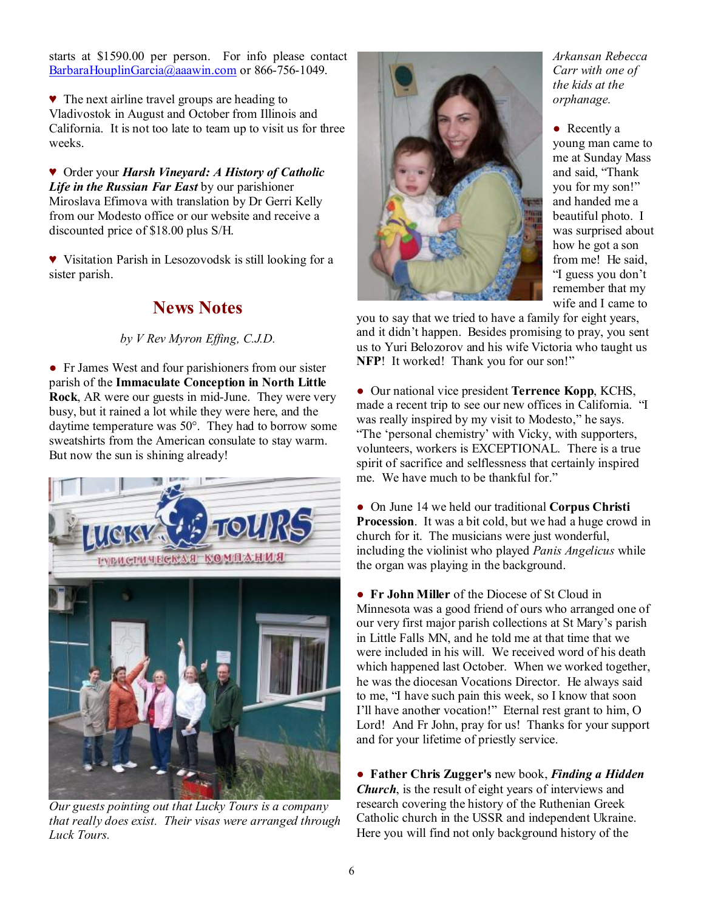starts at $1590.00 per person. For info please contact BarbaraHouplinGarcia@aaawin.com or 866-756-1049.

♥ The next airline travel groups are heading to Vladivostok in August and October from Illinois and California. It is not too late to team up to visit us for three weeks.

♥ Order your ***Harsh Vineyard: A History of Catholic Life in the Russian Far East*** by our parishioner Miroslava Efimova with translation by Dr Gerri Kelly from our Modesto office or our website and receive a discounted price of $18.00 plus S/H.

♥ Visitation Parish in Lesozovodsk is still looking for a sister parish.

## News Notes

*by V Rev Myron Effing, C.J.D.*

● Fr James West and four parishioners from our sister parish of the **Immaculate Conception in North Little Rock**, AR were our guests in mid-June. They were very busy, but it rained a lot while they were here, and the daytime temperature was 50°. They had to borrow some sweatshirts from the American consulate to stay warm. But now the sun is shining already!

*Our guests pointing out that Lucky Tours is a company that really does exist. Their visas were arranged through Luck Tours.*

*Arkansan Rebecca Carr with one of the kids at the orphanage.*

● Recently a young man came to me at Sunday Mass and said, "Thank you for my son!" and handed me a beautiful photo. I was surprised about how he got a son from me! He said, "I guess you don't remember that my wife and I came to you to say that we tried to have a family for eight years, and it didn't happen. Besides promising to pray, you sent us to Yuri Belozorov and his wife Victoria who taught us **NFP**! It worked! Thank you for our son!"

● Our national vice president **Terrence Kopp**, KCHS, made a recent trip to see our new offices in California. "I was really inspired by my visit to Modesto," he says. "The 'personal chemistry' with Vicky, with supporters, volunteers, workers is EXCEPTIONAL. There is a true spirit of sacrifice and selflessness that certainly inspired me. We have much to be thankful for."

● On June 14 we held our traditional **Corpus Christi Procession**. It was a bit cold, but we had a huge crowd in church for it. The musicians were just wonderful, including the violinist who played *Panis Angelicus* while the organ was playing in the background.

● **Fr John Miller** of the Diocese of St Cloud in Minnesota was a good friend of ours who arranged one of our very first major parish collections at St Mary's parish in Little Falls MN, and he told me at that time that we were included in his will. We received word of his death which happened last October. When we worked together, he was the diocesan Vocations Director. He always said to me, "I have such pain this week, so I know that soon I'll have another vocation!" Eternal rest grant to him, O Lord! And Fr John, pray for us! Thanks for your support and for your lifetime of priestly service.

● **Father Chris Zugger's** new book, ***Finding a Hidden Church***, is the result of eight years of interviews and research covering the history of the Ruthenian Greek Catholic church in the USSR and independent Ukraine. Here you will find not only background history of the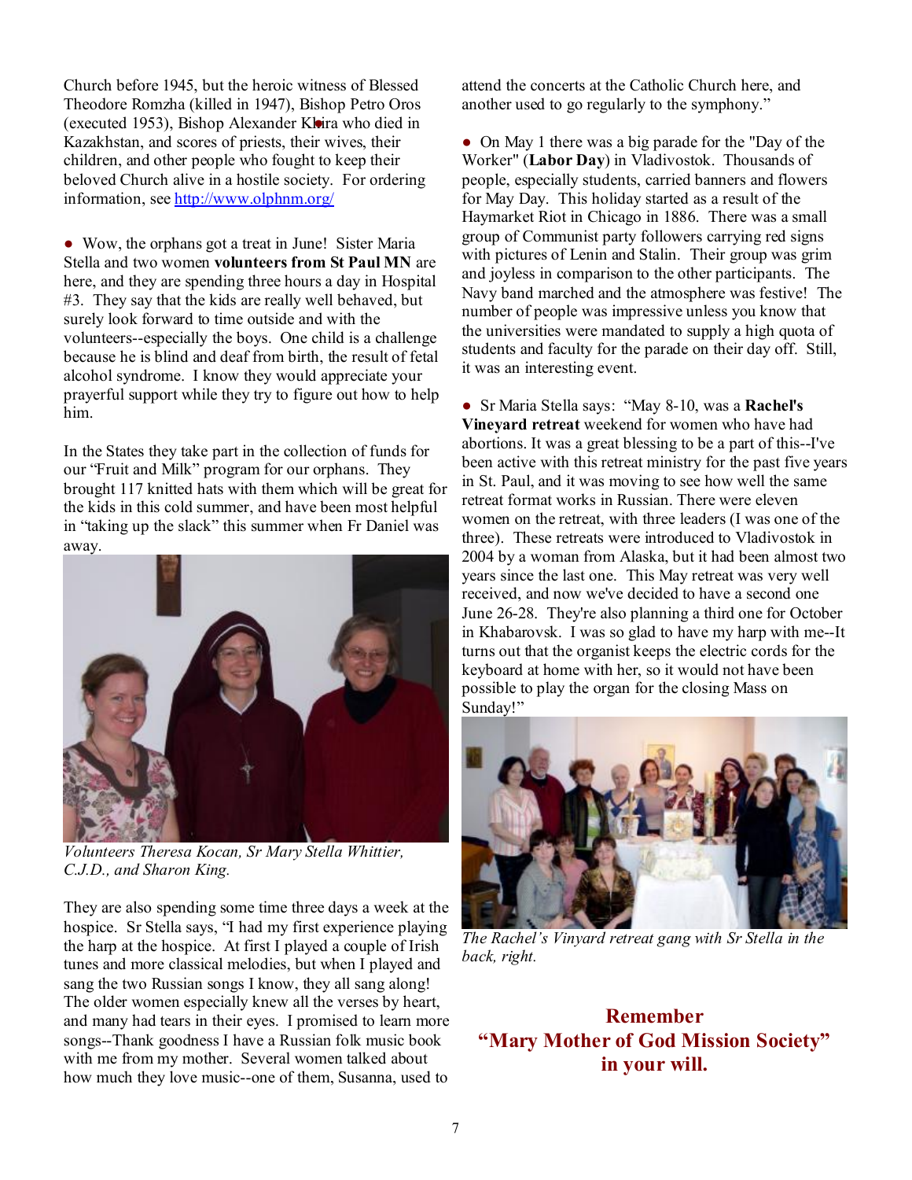Church before 1945, but the heroic witness of Blessed Theodore Romzha (killed in 1947), Bishop Petro Oros (executed 1953), Bishop Alexander Khira who died in Kazakhstan, and scores of priests, their wives, their children, and other people who fought to keep their beloved Church alive in a hostile society. For ordering information, see http://www.olphnm.org/

● Wow, the orphans got a treat in June! Sister Maria Stella and two women **volunteers from St Paul MN** are here, and they are spending three hours a day in Hospital #3. They say that the kids are really well behaved, but surely look forward to time outside and with the volunteers--especially the boys. One child is a challenge because he is blind and deaf from birth, the result of fetal alcohol syndrome. I know they would appreciate your prayerful support while they try to figure out how to help him.

In the States they take part in the collection of funds for our "Fruit and Milk" program for our orphans. They brought 117 knitted hats with them which will be great for the kids in this cold summer, and have been most helpful in "taking up the slack" this summer when Fr Daniel was away.

*Volunteers Theresa Kocan, Sr Mary Stella Whittier, C.J.D., and Sharon King.*

They are also spending some time three days a week at the hospice. Sr Stella says, "I had my first experience playing the harp at the hospice. At first I played a couple of Irish tunes and more classical melodies, but when I played and sang the two Russian songs I know, they all sang along! The older women especially knew all the verses by heart, and many had tears in their eyes. I promised to learn more songs--Thank goodness I have a Russian folk music book with me from my mother. Several women talked about how much they love music--one of them, Susanna, used to attend the concerts at the Catholic Church here, and another used to go regularly to the symphony."

● On May 1 there was a big parade for the "Day of the Worker" (**Labor Day**) in Vladivostok. Thousands of people, especially students, carried banners and flowers for May Day. This holiday started as a result of the Haymarket Riot in Chicago in 1886. There was a small group of Communist party followers carrying red signs with pictures of Lenin and Stalin. Their group was grim and joyless in comparison to the other participants. The Navy band marched and the atmosphere was festive! The number of people was impressive unless you know that the universities were mandated to supply a high quota of students and faculty for the parade on their day off. Still, it was an interesting event.

● Sr Maria Stella says: "May 8-10, was a **Rachel's Vineyard retreat** weekend for women who have had abortions. It was a great blessing to be a part of this--I've been active with this retreat ministry for the past five years in St. Paul, and it was moving to see how well the same retreat format works in Russian. There were eleven women on the retreat, with three leaders (I was one of the three). These retreats were introduced to Vladivostok in 2004 by a woman from Alaska, but it had been almost two years since the last one. This May retreat was very well received, and now we've decided to have a second one June 26-28. They're also planning a third one for October in Khabarovsk. I was so glad to have my harp with me--It turns out that the organist keeps the electric cords for the keyboard at home with her, so it would not have been possible to play the organ for the closing Mass on Sunday!"

*The Rachel's Vineyard retreat gang with Sr Stella in the back, right.*

**Remember**
**"Mary Mother of God Mission Society"**
**in your will.**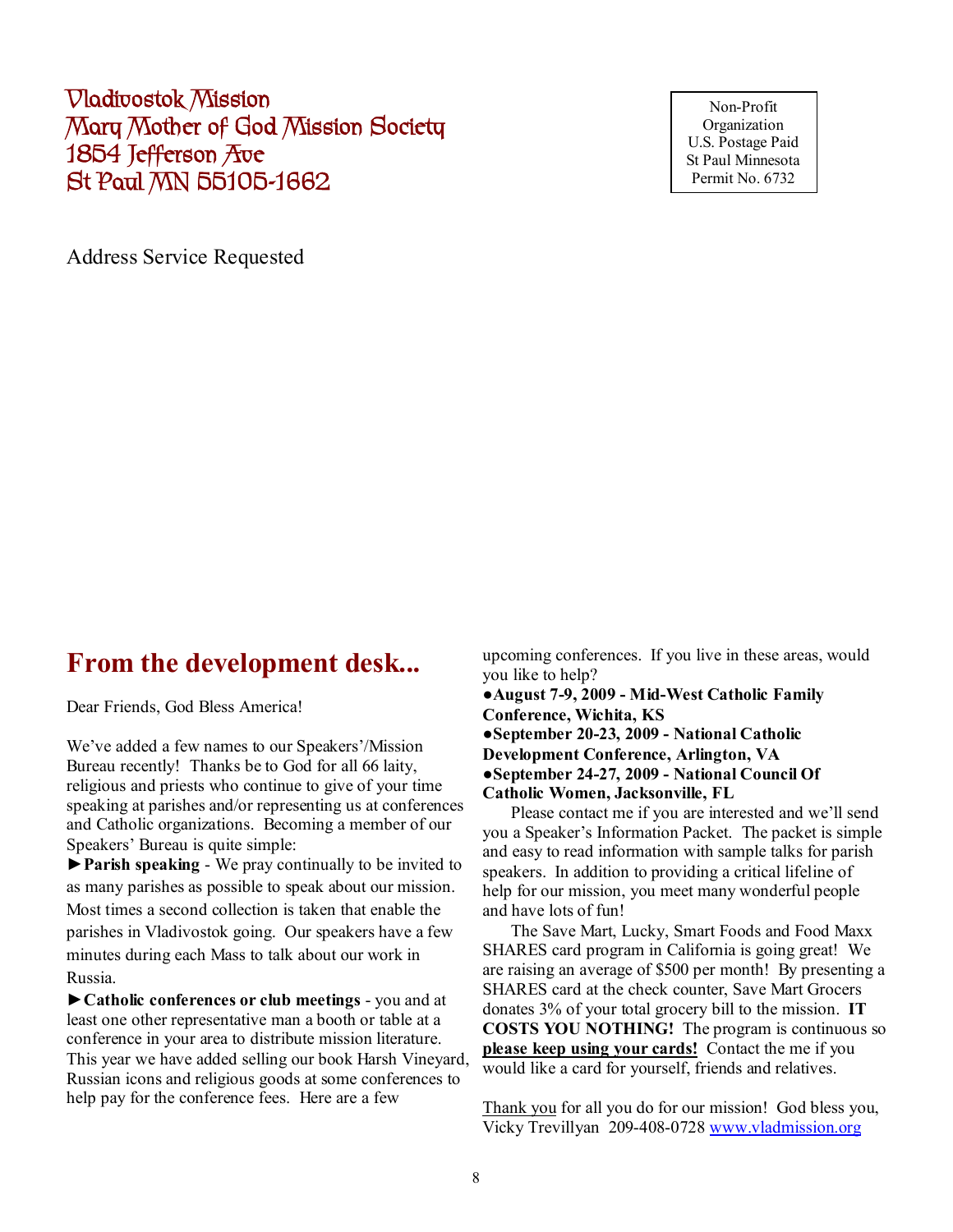Vladivostok Mission
Mary Mother of God Mission Society
1854 Jefferson Ave
St Paul MN 55105-1662

Non-Profit
Organization
U.S. Postage Paid
St Paul Minnesota
Permit No. 6732

Address Service Requested

## From the development desk...

Dear Friends, God Bless America!

We've added a few names to our Speakers'/Mission Bureau recently! Thanks be to God for all 66 laity, religious and priests who continue to give of your time speaking at parishes and/or representing us at conferences and Catholic organizations. Becoming a member of our Speakers' Bureau is quite simple:

►**Parish speaking** - We pray continually to be invited to as many parishes as possible to speak about our mission. Most times a second collection is taken that enable the parishes in Vladivostok going. Our speakers have a few minutes during each Mass to talk about our work in Russia.

►**Catholic conferences or club meetings** - you and at least one other representative man a booth or table at a conference in your area to distribute mission literature. This year we have added selling our book Harsh Vineyard, Russian icons and religious goods at some conferences to help pay for the conference fees. Here are a few upcoming conferences. If you live in these areas, would you like to help?

- **August 7-9, 2009 - Mid-West Catholic Family Conference, Wichita, KS**
- **September 20-23, 2009 - National Catholic Development Conference, Arlington, VA**
- **September 24-27, 2009 - National Council Of Catholic Women, Jacksonville, FL**

Please contact me if you are interested and we'll send you a Speaker's Information Packet. The packet is simple and easy to read information with sample talks for parish speakers. In addition to providing a critical lifeline of help for our mission, you meet many wonderful people and have lots of fun!

The Save Mart, Lucky, Smart Foods and Food Maxx SHARES card program in California is going great! We are raising an average of $500 per month! By presenting a SHARES card at the check counter, Save Mart Grocers donates 3% of your total grocery bill to the mission. **IT COSTS YOU NOTHING!** The program is continuous so **please keep using your cards!** Contact the me if you would like a card for yourself, friends and relatives.

Thank you for all you do for our mission! God bless you,
Vicky Trevillyan 209-408-0728 www.vladmission.org